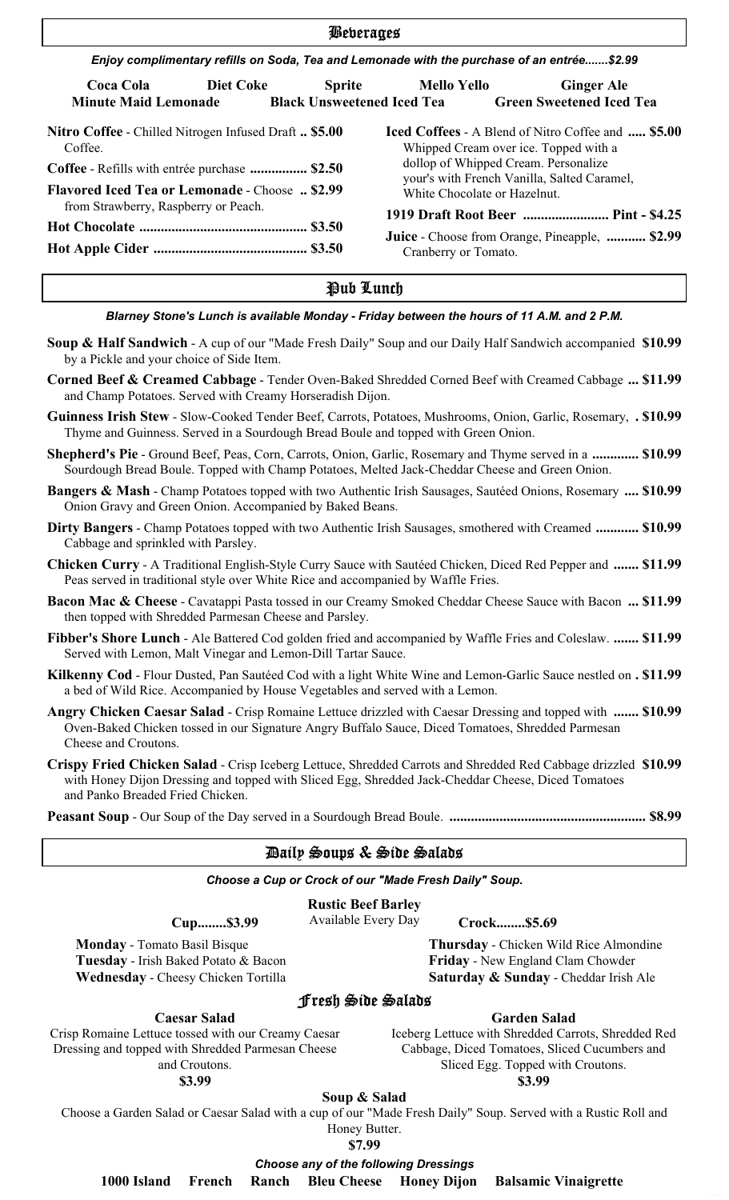## Beverages

***Enjoy complimentary refills on Soda, Tea and Lemonade with the purchase of an entrée.......$2.99***

**Coca Cola** **Diet Coke** **Sprite** **Mello Yello** **Ginger Ale**
**Minute Maid Lemonade** **Black Unsweetened Iced Tea** **Green Sweetened Iced Tea**

**Nitro Coffee** - Chilled Nitrogen Infused Draft Coffee. **.. $5.00**

**Coffee** - Refills with entrée purchase **................ $2.50**

**Flavored Iced Tea or Lemonade** - Choose from Strawberry, Raspberry or Peach. **.. $2.99**

**Hot Chocolate .............................................. $3.50**

**Hot Apple Cider .......................................... $3.50**

**Iced Coffees** - A Blend of Nitro Coffee and Whipped Cream over ice. Topped with a dollop of Whipped Cream. Personalize your's with French Vanilla, Salted Caramel, White Chocolate or Hazelnut. **..... $5.00**

**1919 Draft Root Beer ........................ Pint - $4.25**

**Juice** - Choose from Orange, Pineapple, Cranberry or Tomato. **........... $2.99**

## Pub Lunch

***Blarney Stone's Lunch is available Monday - Friday between the hours of 11 A.M. and 2 P.M.***

**Soup & Half Sandwich** - A cup of our "Made Fresh Daily" Soup and our Daily Half Sandwich accompanied by a Pickle and your choice of Side Item. **$10.99**

**Corned Beef & Creamed Cabbage** - Tender Oven-Baked Shredded Corned Beef with Creamed Cabbage and Champ Potatoes. Served with Creamy Horseradish Dijon. **... $11.99**

**Guinness Irish Stew** - Slow-Cooked Tender Beef, Carrots, Potatoes, Mushrooms, Onion, Garlic, Rosemary, Thyme and Guinness. Served in a Sourdough Bread Boule and topped with Green Onion. **. $10.99**

**Shepherd's Pie** - Ground Beef, Peas, Corn, Carrots, Onion, Garlic, Rosemary and Thyme served in a Sourdough Bread Boule. Topped with Champ Potatoes, Melted Jack-Cheddar Cheese and Green Onion. **............. $10.99**

**Bangers & Mash** - Champ Potatoes topped with two Authentic Irish Sausages, Sautéed Onions, Rosemary Onion Gravy and Green Onion. Accompanied by Baked Beans. **.... $10.99**

**Dirty Bangers** - Champ Potatoes topped with two Authentic Irish Sausages, smothered with Creamed Cabbage and sprinkled with Parsley. **............ $10.99**

**Chicken Curry** - A Traditional English-Style Curry Sauce with Sautéed Chicken, Diced Red Pepper and Peas served in traditional style over White Rice and accompanied by Waffle Fries. **....... $11.99**

**Bacon Mac & Cheese** - Cavatappi Pasta tossed in our Creamy Smoked Cheddar Cheese Sauce with Bacon then topped with Shredded Parmesan Cheese and Parsley. **... $11.99**

**Fibber's Shore Lunch** - Ale Battered Cod golden fried and accompanied by Waffle Fries and Coleslaw. Served with Lemon, Malt Vinegar and Lemon-Dill Tartar Sauce. **....... $11.99**

**Kilkenny Cod** - Flour Dusted, Pan Sautéed Cod with a light White Wine and Lemon-Garlic Sauce nestled on a bed of Wild Rice. Accompanied by House Vegetables and served with a Lemon. **. $11.99**

**Angry Chicken Caesar Salad** - Crisp Romaine Lettuce drizzled with Caesar Dressing and topped with Oven-Baked Chicken tossed in our Signature Angry Buffalo Sauce, Diced Tomatoes, Shredded Parmesan Cheese and Croutons. **....... $10.99**

**Crispy Fried Chicken Salad** - Crisp Iceberg Lettuce, Shredded Carrots and Shredded Red Cabbage drizzled with Honey Dijon Dressing and topped with Sliced Egg, Shredded Jack-Cheddar Cheese, Diced Tomatoes and Panko Breaded Fried Chicken. **$10.99**

**Peasant Soup** - Our Soup of the Day served in a Sourdough Bread Boule. **...................................................... $8.99**

## Daily Soups & Side Salads

***Choose a Cup or Crock of our "Made Fresh Daily" Soup.***

**Rustic Beef Barley**
Available Every Day

**Cup........$3.99** **Crock........$5.69**

**Monday** - Tomato Basil Bisque
**Tuesday** - Irish Baked Potato & Bacon
**Wednesday** - Cheesy Chicken Tortilla
**Thursday** - Chicken Wild Rice Almondine
**Friday** - New England Clam Chowder
**Saturday & Sunday** - Cheddar Irish Ale

### Fresh Side Salads

**Caesar Salad**
Crisp Romaine Lettuce tossed with our Creamy Caesar Dressing and topped with Shredded Parmesan Cheese and Croutons.
**$3.99**

**Garden Salad**
Iceberg Lettuce with Shredded Carrots, Shredded Red Cabbage, Diced Tomatoes, Sliced Cucumbers and Sliced Egg. Topped with Croutons.
**$3.99**

**Soup & Salad**
Choose a Garden Salad or Caesar Salad with a cup of our "Made Fresh Daily" Soup. Served with a Rustic Roll and Honey Butter.
**$7.99**

***Choose any of the following Dressings***

**1000 Island** **French** **Ranch** **Bleu Cheese** **Honey Dijon** **Balsamic Vinaigrette**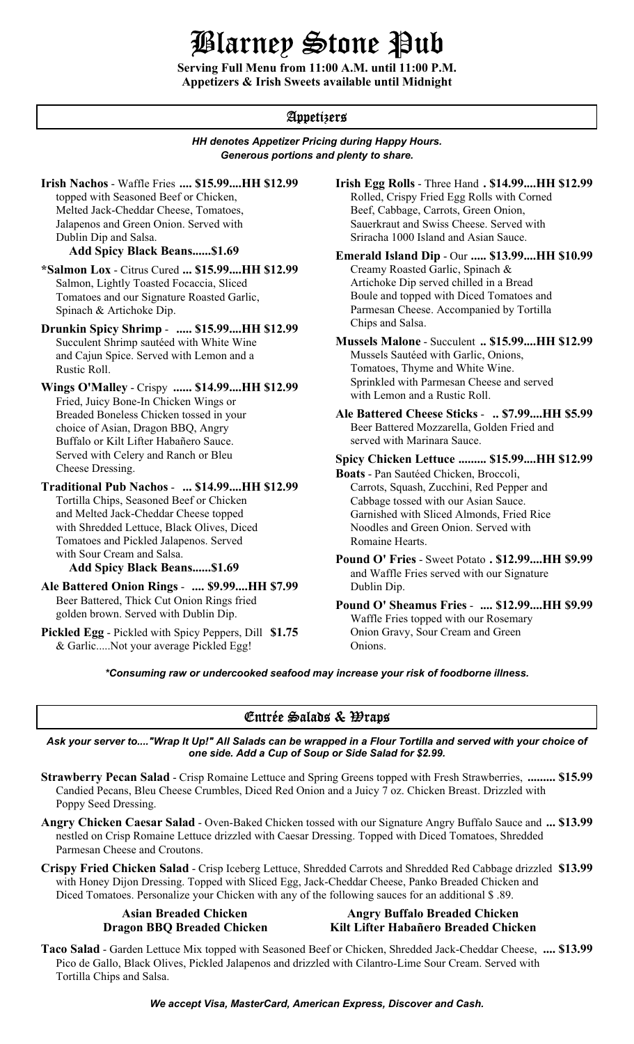# Blarney Stone Pub

**Serving Full Menu from 11:00 A.M. until 11:00 P.M.**
**Appetizers & Irish Sweets available until Midnight**

## Appetizers

***HH denotes Appetizer Pricing during Happy Hours.***
***Generous portions and plenty to share.***

**Irish Nachos** - Waffle Fries **.... $15.99....HH $12.99**
topped with Seasoned Beef or Chicken, Melted Jack-Cheddar Cheese, Tomatoes, Jalapenos and Green Onion. Served with Dublin Dip and Salsa.
**Add Spicy Black Beans......$1.69**

***Salmon Lox** - Citrus Cured **... $15.99....HH $12.99**
Salmon, Lightly Toasted Focaccia, Sliced Tomatoes and our Signature Roasted Garlic, Spinach & Artichoke Dip.

**Drunkin Spicy Shrimp** - **..... $15.99....HH $12.99**
Succulent Shrimp sautéed with White Wine and Cajun Spice. Served with Lemon and a Rustic Roll.

**Wings O'Malley** - Crispy **...... $14.99....HH $12.99**
Fried, Juicy Bone-In Chicken Wings or Breaded Boneless Chicken tossed in your choice of Asian, Dragon BBQ, Angry Buffalo or Kilt Lifter Habañero Sauce. Served with Celery and Ranch or Bleu Cheese Dressing.

**Traditional Pub Nachos** - **... $14.99....HH $12.99**
Tortilla Chips, Seasoned Beef or Chicken and Melted Jack-Cheddar Cheese topped with Shredded Lettuce, Black Olives, Diced Tomatoes and Pickled Jalapenos. Served with Sour Cream and Salsa.
**Add Spicy Black Beans......$1.69**

**Ale Battered Onion Rings** - **.... $9.99....HH $7.99**
Beer Battered, Thick Cut Onion Rings fried golden brown. Served with Dublin Dip.

**Pickled Egg** - Pickled with Spicy Peppers, Dill **$1.75**
& Garlic.....Not your average Pickled Egg!

**Irish Egg Rolls** - Three Hand **. $14.99....HH $12.99**
Rolled, Crispy Fried Egg Rolls with Corned Beef, Cabbage, Carrots, Green Onion, Sauerkraut and Swiss Cheese. Served with Sriracha 1000 Island and Asian Sauce.

**Emerald Island Dip** - Our **..... $13.99....HH $10.99**
Creamy Roasted Garlic, Spinach & Artichoke Dip served chilled in a Bread Boule and topped with Diced Tomatoes and Parmesan Cheese. Accompanied by Tortilla Chips and Salsa.

**Mussels Malone** - Succulent **.. $15.99....HH $12.99**
Mussels Sautéed with Garlic, Onions, Tomatoes, Thyme and White Wine. Sprinkled with Parmesan Cheese and served with Lemon and a Rustic Roll.

**Ale Battered Cheese Sticks** - **.. $7.99....HH $5.99**
Beer Battered Mozzarella, Golden Fried and served with Marinara Sauce.

**Spicy Chicken Lettuce ......... $15.99....HH $12.99**
**Boats** - Pan Sautéed Chicken, Broccoli, Carrots, Squash, Zucchini, Red Pepper and Cabbage tossed with our Asian Sauce. Garnished with Sliced Almonds, Fried Rice Noodles and Green Onion. Served with Romaine Hearts.

**Pound O' Fries** - Sweet Potato **. $12.99....HH $9.99**
and Waffle Fries served with our Signature Dublin Dip.

**Pound O' Sheamus Fries** - **.... $12.99....HH $9.99**
Waffle Fries topped with our Rosemary Onion Gravy, Sour Cream and Green Onions.

***Consuming raw or undercooked seafood may increase your risk of foodborne illness.***

## Entrée Salads & Wraps

***Ask your server to...."Wrap It Up!" All Salads can be wrapped in a Flour Tortilla and served with your choice of one side. Add a Cup of Soup or Side Salad for $2.99.***

**Strawberry Pecan Salad** - Crisp Romaine Lettuce and Spring Greens topped with Fresh Strawberries, Candied Pecans, Bleu Cheese Crumbles, Diced Red Onion and a Juicy 7 oz. Chicken Breast. Drizzled with Poppy Seed Dressing. **......... $15.99**

**Angry Chicken Caesar Salad** - Oven-Baked Chicken tossed with our Signature Angry Buffalo Sauce and nestled on Crisp Romaine Lettuce drizzled with Caesar Dressing. Topped with Diced Tomatoes, Shredded Parmesan Cheese and Croutons. **... $13.99**

**Crispy Fried Chicken Salad** - Crisp Iceberg Lettuce, Shredded Carrots and Shredded Red Cabbage drizzled with Honey Dijon Dressing. Topped with Sliced Egg, Jack-Cheddar Cheese, Panko Breaded Chicken and Diced Tomatoes. Personalize your Chicken with any of the following sauces for an additional $ .89. **$13.99**

**Asian Breaded Chicken**
**Dragon BBQ Breaded Chicken**
**Angry Buffalo Breaded Chicken**
**Kilt Lifter Habañero Breaded Chicken**

**Taco Salad** - Garden Lettuce Mix topped with Seasoned Beef or Chicken, Shredded Jack-Cheddar Cheese, Pico de Gallo, Black Olives, Pickled Jalapenos and drizzled with Cilantro-Lime Sour Cream. Served with Tortilla Chips and Salsa. **.... $13.99**

***We accept Visa, MasterCard, American Express, Discover and Cash.***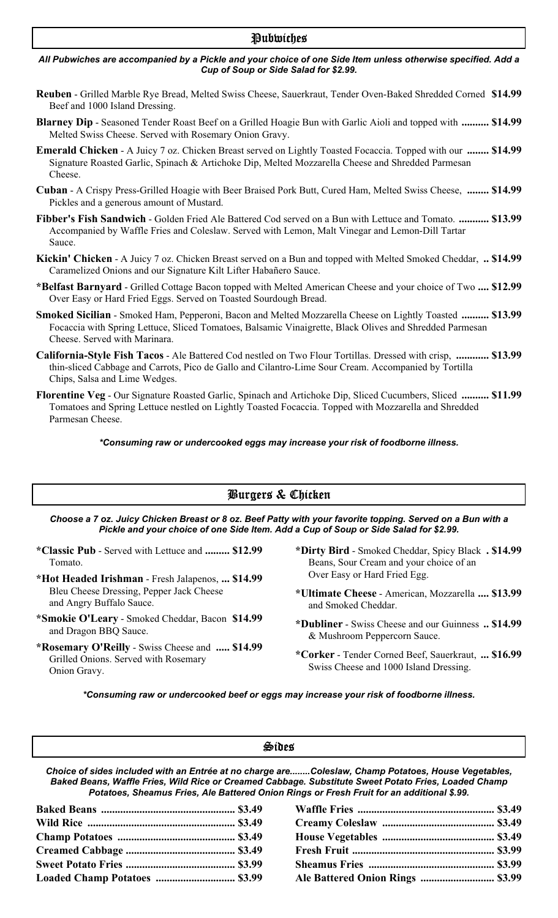## Pubwiches

***All Pubwiches are accompanied by a Pickle and your choice of one Side Item unless otherwise specified. Add a Cup of Soup or Side Salad for $2.99.***

**Reuben** - Grilled Marble Rye Bread, Melted Swiss Cheese, Sauerkraut, Tender Oven-Baked Shredded Corned Beef and 1000 Island Dressing. **$14.99**

**Blarney Dip** - Seasoned Tender Roast Beef on a Grilled Hoagie Bun with Garlic Aioli and topped with Melted Swiss Cheese. Served with Rosemary Onion Gravy. **.......... $14.99**

**Emerald Chicken** - A Juicy 7 oz. Chicken Breast served on Lightly Toasted Focaccia. Topped with our Signature Roasted Garlic, Spinach & Artichoke Dip, Melted Mozzarella Cheese and Shredded Parmesan Cheese. **........ $14.99**

**Cuban** - A Crispy Press-Grilled Hoagie with Beer Braised Pork Butt, Cured Ham, Melted Swiss Cheese, Pickles and a generous amount of Mustard. **........ $14.99**

**Fibber's Fish Sandwich** - Golden Fried Ale Battered Cod served on a Bun with Lettuce and Tomato. Accompanied by Waffle Fries and Coleslaw. Served with Lemon, Malt Vinegar and Lemon-Dill Tartar Sauce. **........... $13.99**

**Kickin' Chicken** - A Juicy 7 oz. Chicken Breast served on a Bun and topped with Melted Smoked Cheddar, Caramelized Onions and our Signature Kilt Lifter Habañero Sauce. **.. $14.99**

**\*Belfast Barnyard** - Grilled Cottage Bacon topped with Melted American Cheese and your choice of Two Over Easy or Hard Fried Eggs. Served on Toasted Sourdough Bread. **.... $12.99**

**Smoked Sicilian** - Smoked Ham, Pepperoni, Bacon and Melted Mozzarella Cheese on Lightly Toasted Focaccia with Spring Lettuce, Sliced Tomatoes, Balsamic Vinaigrette, Black Olives and Shredded Parmesan Cheese. Served with Marinara. **.......... $13.99**

**California-Style Fish Tacos** - Ale Battered Cod nestled on Two Flour Tortillas. Dressed with crisp, thin-sliced Cabbage and Carrots, Pico de Gallo and Cilantro-Lime Sour Cream. Accompanied by Tortilla Chips, Salsa and Lime Wedges. **............ $13.99**

**Florentine Veg** - Our Signature Roasted Garlic, Spinach and Artichoke Dip, Sliced Cucumbers, Sliced Tomatoes and Spring Lettuce nestled on Lightly Toasted Focaccia. Topped with Mozzarella and Shredded Parmesan Cheese. **.......... $11.99**

***\*Consuming raw or undercooked eggs may increase your risk of foodborne illness.***

## Burgers & Chicken

***Choose a 7 oz. Juicy Chicken Breast or 8 oz. Beef Patty with your favorite topping. Served on a Bun with a Pickle and your choice of one Side Item. Add a Cup of Soup or Side Salad for $2.99.***

**\*Classic Pub** - Served with Lettuce and Tomato. **......... $12.99**

**\*Hot Headed Irishman** - Fresh Jalapenos, Bleu Cheese Dressing, Pepper Jack Cheese and Angry Buffalo Sauce. **... $14.99**

**\*Smokie O'Leary** - Smoked Cheddar, Bacon and Dragon BBQ Sauce. **$14.99**

**\*Rosemary O'Reilly** - Swiss Cheese and Grilled Onions. Served with Rosemary Onion Gravy. **..... $14.99**

**\*Dirty Bird** - Smoked Cheddar, Spicy Black Beans, Sour Cream and your choice of an Over Easy or Hard Fried Egg. **. $14.99**

**\*Ultimate Cheese** - American, Mozzarella and Smoked Cheddar. **.... $13.99**

**\*Dubliner** - Swiss Cheese and our Guinness & Mushroom Peppercorn Sauce. **.. $14.99**

**\*Corker** - Tender Corned Beef, Sauerkraut, Swiss Cheese and 1000 Island Dressing. **... $16.99**

***\*Consuming raw or undercooked beef or eggs may increase your risk of foodborne illness.***

## Sides

***Choice of sides included with an Entrée at no charge are........Coleslaw, Champ Potatoes, House Vegetables, Baked Beans, Waffle Fries, Wild Rice or Creamed Cabbage. Substitute Sweet Potato Fries, Loaded Champ Potatoes, Sheamus Fries, Ale Battered Onion Rings or Fresh Fruit for an additional $.99.***

| Side | Price |
| --- | --- |
| **Baked Beans** | **$3.49** |
| **Wild Rice** | **$3.49** |
| **Champ Potatoes** | **$3.49** |
| **Creamed Cabbage** | **$3.49** |
| **Sweet Potato Fries** | **$3.99** |
| **Loaded Champ Potatoes** | **$3.99** |
| **Waffle Fries** | **$3.49** |
| **Creamy Coleslaw** | **$3.49** |
| **House Vegetables** | **$3.49** |
| **Fresh Fruit** | **$3.99** |
| **Sheamus Fries** | **$3.99** |
| **Ale Battered Onion Rings** | **$3.99** |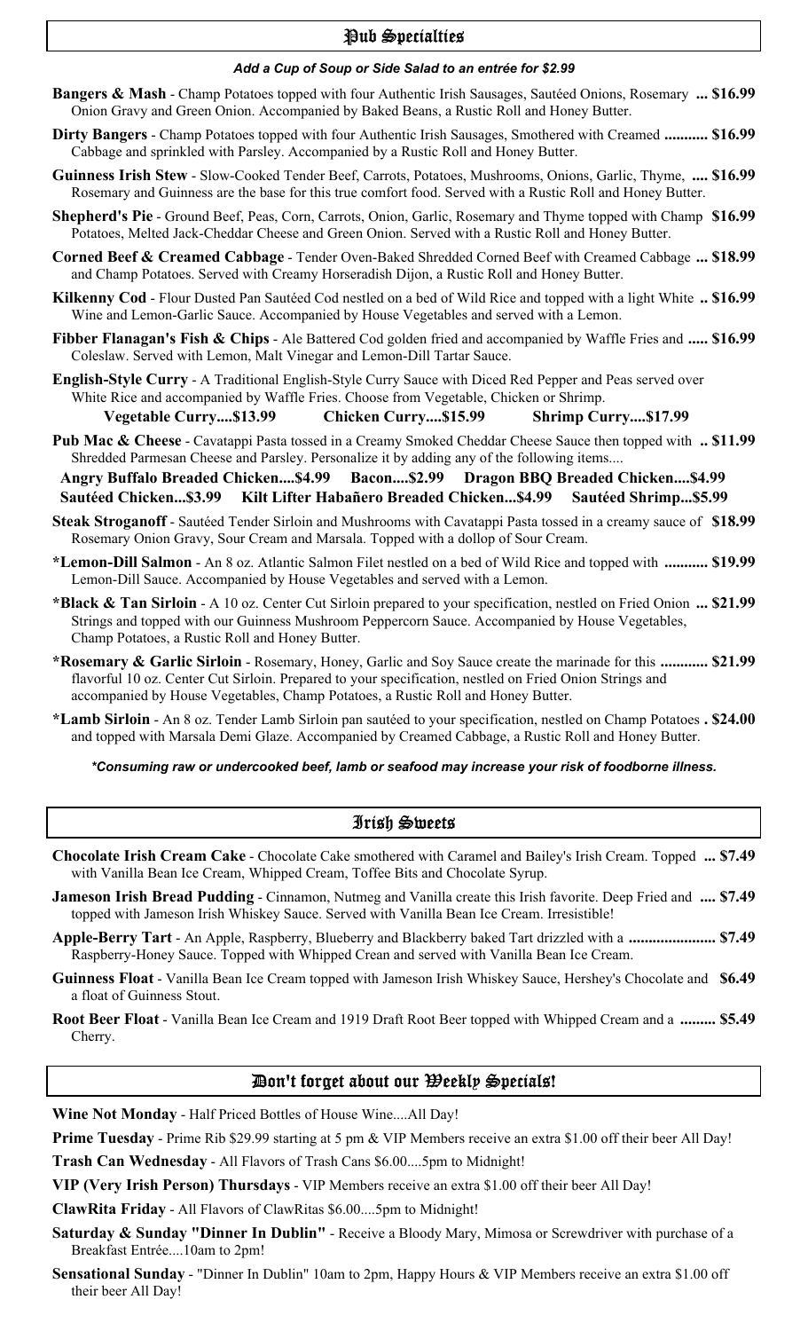## Pub Specialties

***Add a Cup of Soup or Side Salad to an entrée for $2.99***

**Bangers & Mash** - Champ Potatoes topped with four Authentic Irish Sausages, Sautéed Onions, Rosemary Onion Gravy and Green Onion. Accompanied by Baked Beans, a Rustic Roll and Honey Butter. **... $16.99**

**Dirty Bangers** - Champ Potatoes topped with four Authentic Irish Sausages, Smothered with Creamed Cabbage and sprinkled with Parsley. Accompanied by a Rustic Roll and Honey Butter. **........... $16.99**

**Guinness Irish Stew** - Slow-Cooked Tender Beef, Carrots, Potatoes, Mushrooms, Onions, Garlic, Thyme, Rosemary and Guinness are the base for this true comfort food. Served with a Rustic Roll and Honey Butter. **.... $16.99**

**Shepherd's Pie** - Ground Beef, Peas, Corn, Carrots, Onion, Garlic, Rosemary and Thyme topped with Champ Potatoes, Melted Jack-Cheddar Cheese and Green Onion. Served with a Rustic Roll and Honey Butter. **$16.99**

**Corned Beef & Creamed Cabbage** - Tender Oven-Baked Shredded Corned Beef with Creamed Cabbage and Champ Potatoes. Served with Creamy Horseradish Dijon, a Rustic Roll and Honey Butter. **... $18.99**

**Kilkenny Cod** - Flour Dusted Pan Sautéed Cod nestled on a bed of Wild Rice and topped with a light White Wine and Lemon-Garlic Sauce. Accompanied by House Vegetables and served with a Lemon. **.. $16.99**

**Fibber Flanagan's Fish & Chips** - Ale Battered Cod golden fried and accompanied by Waffle Fries and Coleslaw. Served with Lemon, Malt Vinegar and Lemon-Dill Tartar Sauce. **..... $16.99**

**English-Style Curry** - A Traditional English-Style Curry Sauce with Diced Red Pepper and Peas served over White Rice and accompanied by Waffle Fries. Choose from Vegetable, Chicken or Shrimp.

**Vegetable Curry....$13.99 Chicken Curry....$15.99 Shrimp Curry....$17.99**

**Pub Mac & Cheese** - Cavatappi Pasta tossed in a Creamy Smoked Cheddar Cheese Sauce then topped with Shredded Parmesan Cheese and Parsley. Personalize it by adding any of the following items.... **.. $11.99**

**Angry Buffalo Breaded Chicken....$4.99 Bacon....$2.99 Dragon BBQ Breaded Chicken....$4.99**
**Sautéed Chicken...$3.99 Kilt Lifter Habañero Breaded Chicken...$4.99 Sautéed Shrimp...$5.99**

**Steak Stroganoff** - Sautéed Tender Sirloin and Mushrooms with Cavatappi Pasta tossed in a creamy sauce of Rosemary Onion Gravy, Sour Cream and Marsala. Topped with a dollop of Sour Cream. **$18.99**

**\*Lemon-Dill Salmon** - An 8 oz. Atlantic Salmon Filet nestled on a bed of Wild Rice and topped with Lemon-Dill Sauce. Accompanied by House Vegetables and served with a Lemon. **........... $19.99**

**\*Black & Tan Sirloin** - A 10 oz. Center Cut Sirloin prepared to your specification, nestled on Fried Onion Strings and topped with our Guinness Mushroom Peppercorn Sauce. Accompanied by House Vegetables, Champ Potatoes, a Rustic Roll and Honey Butter. **... $21.99**

**\*Rosemary & Garlic Sirloin** - Rosemary, Honey, Garlic and Soy Sauce create the marinade for this flavorful 10 oz. Center Cut Sirloin. Prepared to your specification, nestled on Fried Onion Strings and accompanied by House Vegetables, Champ Potatoes, a Rustic Roll and Honey Butter. **............ $21.99**

**\*Lamb Sirloin** - An 8 oz. Tender Lamb Sirloin pan sautéed to your specification, nestled on Champ Potatoes and topped with Marsala Demi Glaze. Accompanied by Creamed Cabbage, a Rustic Roll and Honey Butter. **. $24.00**

***\*Consuming raw or undercooked beef, lamb or seafood may increase your risk of foodborne illness.***

## Irish Sweets

**Chocolate Irish Cream Cake** - Chocolate Cake smothered with Caramel and Bailey's Irish Cream. Topped with Vanilla Bean Ice Cream, Whipped Cream, Toffee Bits and Chocolate Syrup. **... $7.49**

**Jameson Irish Bread Pudding** - Cinnamon, Nutmeg and Vanilla create this Irish favorite. Deep Fried and topped with Jameson Irish Whiskey Sauce. Served with Vanilla Bean Ice Cream. Irresistible! **.... $7.49**

**Apple-Berry Tart** - An Apple, Raspberry, Blueberry and Blackberry baked Tart drizzled with a Raspberry-Honey Sauce. Topped with Whipped Crean and served with Vanilla Bean Ice Cream. **...................... $7.49**

**Guinness Float** - Vanilla Bean Ice Cream topped with Jameson Irish Whiskey Sauce, Hershey's Chocolate and a float of Guinness Stout. **$6.49**

**Root Beer Float** - Vanilla Bean Ice Cream and 1919 Draft Root Beer topped with Whipped Cream and a Cherry. **......... $5.49**

## Don't forget about our Weekly Specials!

**Wine Not Monday** - Half Priced Bottles of House Wine....All Day!

**Prime Tuesday** - Prime Rib $29.99 starting at 5 pm & VIP Members receive an extra $1.00 off their beer All Day!

**Trash Can Wednesday** - All Flavors of Trash Cans $6.00....5pm to Midnight!

**VIP (Very Irish Person) Thursdays** - VIP Members receive an extra $1.00 off their beer All Day!

**ClawRita Friday** - All Flavors of ClawRitas $6.00....5pm to Midnight!

**Saturday & Sunday "Dinner In Dublin"** - Receive a Bloody Mary, Mimosa or Screwdriver with purchase of a Breakfast Entrée....10am to 2pm!

**Sensational Sunday** - "Dinner In Dublin" 10am to 2pm, Happy Hours & VIP Members receive an extra $1.00 off their beer All Day!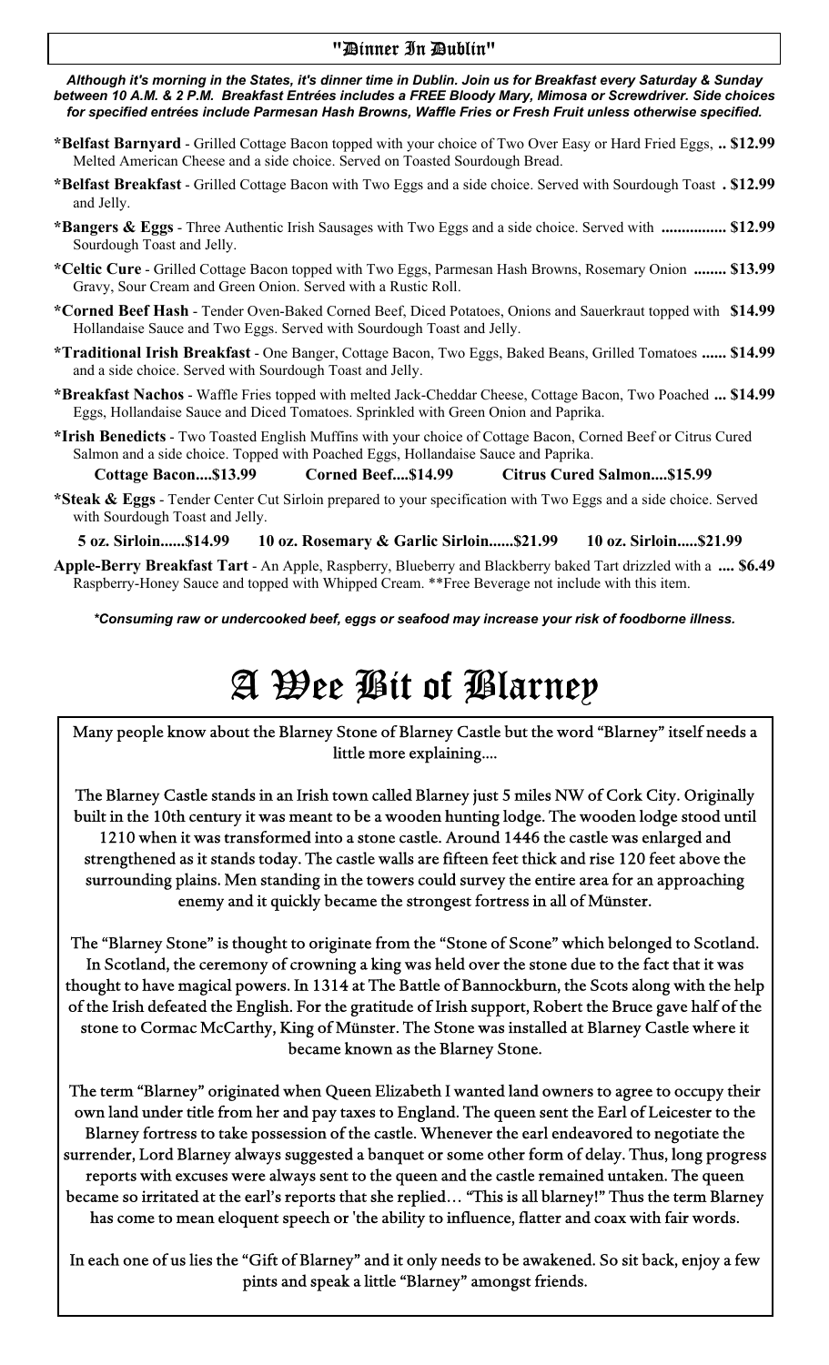## "Dinner In Dublin"

***Although it's morning in the States, it's dinner time in Dublin. Join us for Breakfast every Saturday & Sunday between 10 A.M. & 2 P.M. Breakfast Entrées includes a FREE Bloody Mary, Mimosa or Screwdriver. Side choices for specified entrées include Parmesan Hash Browns, Waffle Fries or Fresh Fruit unless otherwise specified.***

**\*Belfast Barnyard** - Grilled Cottage Bacon topped with your choice of Two Over Easy or Hard Fried Eggs, Melted American Cheese and a side choice. Served on Toasted Sourdough Bread. **.. $12.99**

**\*Belfast Breakfast** - Grilled Cottage Bacon with Two Eggs and a side choice. Served with Sourdough Toast and Jelly. **. $12.99**

**\*Bangers & Eggs** - Three Authentic Irish Sausages with Two Eggs and a side choice. Served with Sourdough Toast and Jelly. **................ $12.99**

**\*Celtic Cure** - Grilled Cottage Bacon topped with Two Eggs, Parmesan Hash Browns, Rosemary Onion Gravy, Sour Cream and Green Onion. Served with a Rustic Roll. **........ $13.99**

**\*Corned Beef Hash** - Tender Oven-Baked Corned Beef, Diced Potatoes, Onions and Sauerkraut topped with Hollandaise Sauce and Two Eggs. Served with Sourdough Toast and Jelly. **$14.99**

**\*Traditional Irish Breakfast** - One Banger, Cottage Bacon, Two Eggs, Baked Beans, Grilled Tomatoes and a side choice. Served with Sourdough Toast and Jelly. **...... $14.99**

**\*Breakfast Nachos** - Waffle Fries topped with melted Jack-Cheddar Cheese, Cottage Bacon, Two Poached Eggs, Hollandaise Sauce and Diced Tomatoes. Sprinkled with Green Onion and Paprika. **... $14.99**

**\*Irish Benedicts** - Two Toasted English Muffins with your choice of Cottage Bacon, Corned Beef or Citrus Cured Salmon and a side choice. Topped with Poached Eggs, Hollandaise Sauce and Paprika.

**Cottage Bacon....$13.99 Corned Beef....$14.99 Citrus Cured Salmon....$15.99**

**\*Steak & Eggs** - Tender Center Cut Sirloin prepared to your specification with Two Eggs and a side choice. Served with Sourdough Toast and Jelly.

**5 oz. Sirloin......$14.99 10 oz. Rosemary & Garlic Sirloin......$21.99 10 oz. Sirloin.....$21.99**

**Apple-Berry Breakfast Tart** - An Apple, Raspberry, Blueberry and Blackberry baked Tart drizzled with a Raspberry-Honey Sauce and topped with Whipped Cream. \*\*Free Beverage not include with this item. **.... $6.49**

***\*Consuming raw or undercooked beef, eggs or seafood may increase your risk of foodborne illness.***

# A Wee Bit of Blarney

Many people know about the Blarney Stone of Blarney Castle but the word "Blarney" itself needs a little more explaining....

The Blarney Castle stands in an Irish town called Blarney just 5 miles NW of Cork City. Originally built in the 10th century it was meant to be a wooden hunting lodge. The wooden lodge stood until 1210 when it was transformed into a stone castle. Around 1446 the castle was enlarged and strengthened as it stands today. The castle walls are fifteen feet thick and rise 120 feet above the surrounding plains. Men standing in the towers could survey the entire area for an approaching enemy and it quickly became the strongest fortress in all of Münster.

The "Blarney Stone" is thought to originate from the "Stone of Scone" which belonged to Scotland. In Scotland, the ceremony of crowning a king was held over the stone due to the fact that it was thought to have magical powers. In 1314 at The Battle of Bannockburn, the Scots along with the help of the Irish defeated the English. For the gratitude of Irish support, Robert the Bruce gave half of the stone to Cormac McCarthy, King of Münster. The Stone was installed at Blarney Castle where it became known as the Blarney Stone.

The term "Blarney" originated when Queen Elizabeth I wanted land owners to agree to occupy their own land under title from her and pay taxes to England. The queen sent the Earl of Leicester to the Blarney fortress to take possession of the castle. Whenever the earl endeavored to negotiate the surrender, Lord Blarney always suggested a banquet or some other form of delay. Thus, long progress reports with excuses were always sent to the queen and the castle remained untaken. The queen became so irritated at the earl's reports that she replied… "This is all blarney!" Thus the term Blarney has come to mean eloquent speech or 'the ability to influence, flatter and coax with fair words.

In each one of us lies the "Gift of Blarney" and it only needs to be awakened. So sit back, enjoy a few pints and speak a little "Blarney" amongst friends.